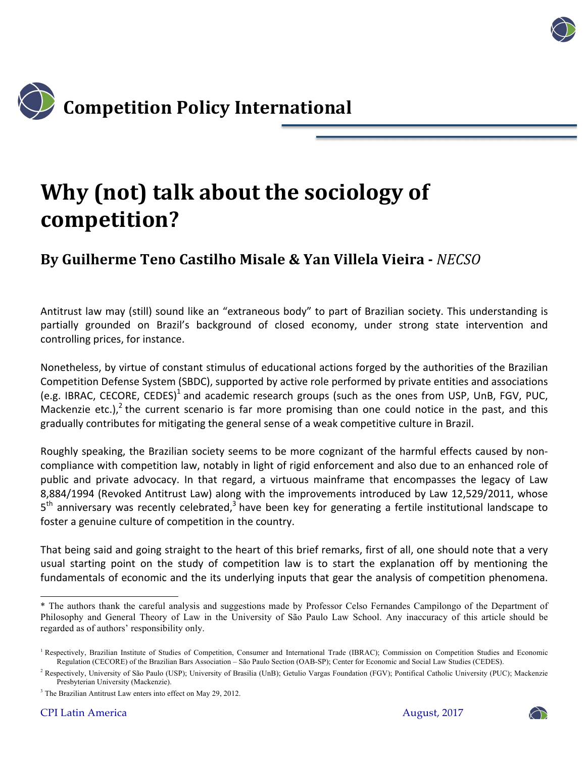# Competition Policy International

# Why (not) talk about the sociology of competition?

## By Guilherme Teno Castilho Misale & Yan Villela Vieira - *NECSO*

Antitrust law may (still) sound like an "extraneous body" to part of Brazilian society. This understanding is partially grounded on Brazil's background of closed economy, under strong state intervention and controlling prices, for instance.

Nonetheless, by virtue of constant stimulus of educational actions forged by the authorities of the Brazilian Competition Defense System (SBDC), supported by active role performed by private entities and associations (e.g. IBRAC, CECORE, CEDES)[1] and academic research groups (such as the ones from USP, UnB, FGV, PUC, Mackenzie etc.),[2] the current scenario is far more promising than one could notice in the past, and this gradually contributes for mitigating the general sense of a weak competitive culture in Brazil.

Roughly speaking, the Brazilian society seems to be more cognizant of the harmful effects caused by non-compliance with competition law, notably in light of rigid enforcement and also due to an enhanced role of public and private advocacy. In that regard, a virtuous mainframe that encompasses the legacy of Law 8,884/1994 (Revoked Antitrust Law) along with the improvements introduced by Law 12,529/2011, whose 5th anniversary was recently celebrated,[3] have been key for generating a fertile institutional landscape to foster a genuine culture of competition in the country.

That being said and going straight to the heart of this brief remarks, first of all, one should note that a very usual starting point on the study of competition law is to start the explanation off by mentioning the fundamentals of economic and the its underlying inputs that gear the analysis of competition phenomena.

---

\* The authors thank the careful analysis and suggestions made by Professor Celso Fernandes Campilongo of the Department of Philosophy and General Theory of Law in the University of São Paulo Law School. Any inaccuracy of this article should be regarded as of authors' responsibility only.

[1] Respectively, Brazilian Institute of Studies of Competition, Consumer and International Trade (IBRAC); Commission on Competition Studies and Economic Regulation (CECORE) of the Brazilian Bars Association – São Paulo Section (OAB-SP); Center for Economic and Social Law Studies (CEDES).

[2] Respectively, University of São Paulo (USP); University of Brasilia (UnB); Getulio Vargas Foundation (FGV); Pontifical Catholic University (PUC); Mackenzie Presbyterian University (Mackenzie).

[3] The Brazilian Antitrust Law enters into effect on May 29, 2012.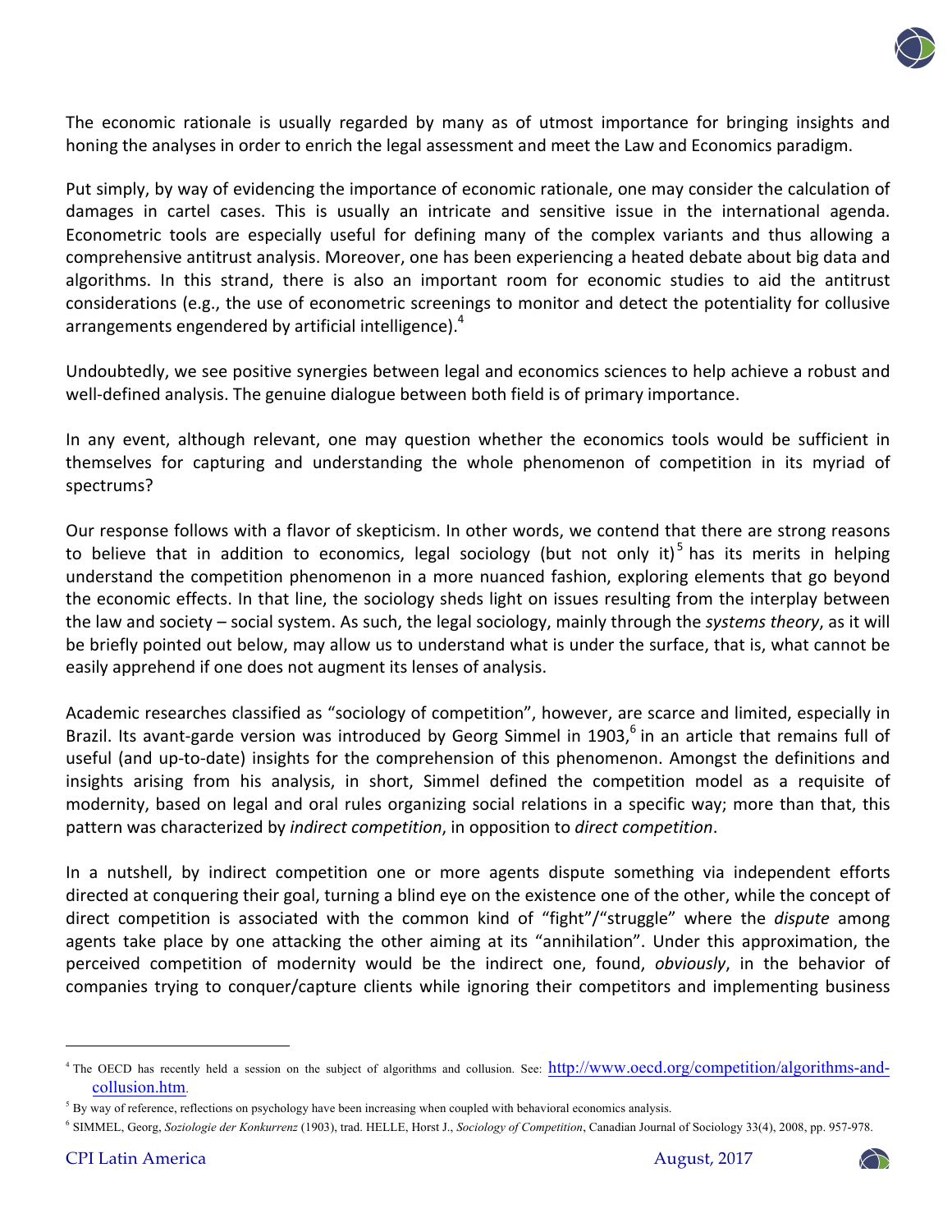The economic rationale is usually regarded by many as of utmost importance for bringing insights and honing the analyses in order to enrich the legal assessment and meet the Law and Economics paradigm.

Put simply, by way of evidencing the importance of economic rationale, one may consider the calculation of damages in cartel cases. This is usually an intricate and sensitive issue in the international agenda. Econometric tools are especially useful for defining many of the complex variants and thus allowing a comprehensive antitrust analysis. Moreover, one has been experiencing a heated debate about big data and algorithms. In this strand, there is also an important room for economic studies to aid the antitrust considerations (e.g., the use of econometric screenings to monitor and detect the potentiality for collusive arrangements engendered by artificial intelligence).[4]

Undoubtedly, we see positive synergies between legal and economics sciences to help achieve a robust and well-defined analysis. The genuine dialogue between both field is of primary importance.

In any event, although relevant, one may question whether the economics tools would be sufficient in themselves for capturing and understanding the whole phenomenon of competition in its myriad of spectrums?

Our response follows with a flavor of skepticism. In other words, we contend that there are strong reasons to believe that in addition to economics, legal sociology (but not only it)[5] has its merits in helping understand the competition phenomenon in a more nuanced fashion, exploring elements that go beyond the economic effects. In that line, the sociology sheds light on issues resulting from the interplay between the law and society – social system. As such, the legal sociology, mainly through the *systems theory*, as it will be briefly pointed out below, may allow us to understand what is under the surface, that is, what cannot be easily apprehend if one does not augment its lenses of analysis.

Academic researches classified as "sociology of competition", however, are scarce and limited, especially in Brazil. Its avant-garde version was introduced by Georg Simmel in 1903,[6] in an article that remains full of useful (and up-to-date) insights for the comprehension of this phenomenon. Amongst the definitions and insights arising from his analysis, in short, Simmel defined the competition model as a requisite of modernity, based on legal and oral rules organizing social relations in a specific way; more than that, this pattern was characterized by *indirect competition*, in opposition to *direct competition*.

In a nutshell, by indirect competition one or more agents dispute something via independent efforts directed at conquering their goal, turning a blind eye on the existence one of the other, while the concept of direct competition is associated with the common kind of "fight"/"struggle" where the *dispute* among agents take place by one attacking the other aiming at its "annihilation". Under this approximation, the perceived competition of modernity would be the indirect one, found, *obviously*, in the behavior of companies trying to conquer/capture clients while ignoring their competitors and implementing business

---

[4] The OECD has recently held a session on the subject of algorithms and collusion. See: http://www.oecd.org/competition/algorithms-and-collusion.htm.

[5] By way of reference, reflections on psychology have been increasing when coupled with behavioral economics analysis.

[6] SIMMEL, Georg, *Soziologie der Konkurrenz* (1903), trad. HELLE, Horst J., *Sociology of Competition*, Canadian Journal of Sociology 33(4), 2008, pp. 957-978.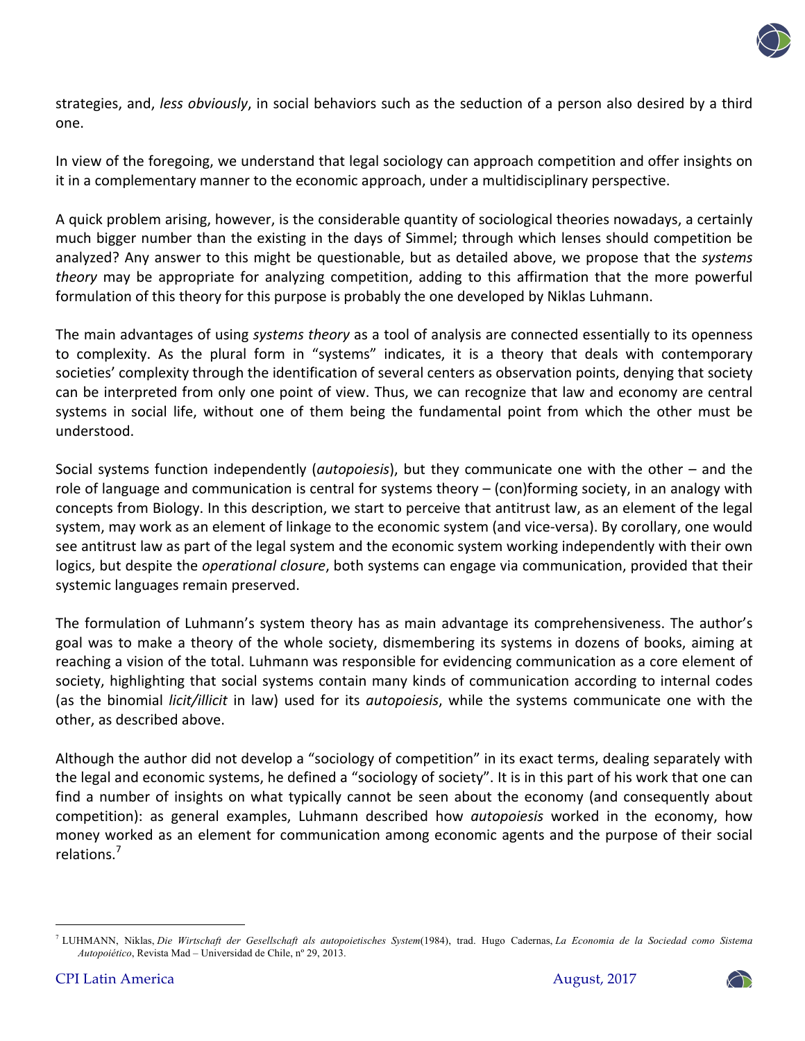strategies, and, *less obviously*, in social behaviors such as the seduction of a person also desired by a third one.

In view of the foregoing, we understand that legal sociology can approach competition and offer insights on it in a complementary manner to the economic approach, under a multidisciplinary perspective.

A quick problem arising, however, is the considerable quantity of sociological theories nowadays, a certainly much bigger number than the existing in the days of Simmel; through which lenses should competition be analyzed? Any answer to this might be questionable, but as detailed above, we propose that the *systems theory* may be appropriate for analyzing competition, adding to this affirmation that the more powerful formulation of this theory for this purpose is probably the one developed by Niklas Luhmann.

The main advantages of using *systems theory* as a tool of analysis are connected essentially to its openness to complexity. As the plural form in "systems" indicates, it is a theory that deals with contemporary societies' complexity through the identification of several centers as observation points, denying that society can be interpreted from only one point of view. Thus, we can recognize that law and economy are central systems in social life, without one of them being the fundamental point from which the other must be understood.

Social systems function independently (*autopoiesis*), but they communicate one with the other – and the role of language and communication is central for systems theory – (con)forming society, in an analogy with concepts from Biology. In this description, we start to perceive that antitrust law, as an element of the legal system, may work as an element of linkage to the economic system (and vice-versa). By corollary, one would see antitrust law as part of the legal system and the economic system working independently with their own logics, but despite the *operational closure*, both systems can engage via communication, provided that their systemic languages remain preserved.

The formulation of Luhmann's system theory has as main advantage its comprehensiveness. The author's goal was to make a theory of the whole society, dismembering its systems in dozens of books, aiming at reaching a vision of the total. Luhmann was responsible for evidencing communication as a core element of society, highlighting that social systems contain many kinds of communication according to internal codes (as the binomial *licit/illicit* in law) used for its *autopoiesis*, while the systems communicate one with the other, as described above.

Although the author did not develop a "sociology of competition" in its exact terms, dealing separately with the legal and economic systems, he defined a "sociology of society". It is in this part of his work that one can find a number of insights on what typically cannot be seen about the economy (and consequently about competition): as general examples, Luhmann described how *autopoiesis* worked in the economy, how money worked as an element for communication among economic agents and the purpose of their social relations.[7]

---

[7] LUHMANN, Niklas, *Die Wirtschaft der Gesellschaft als autopoietisches System*(1984), trad. Hugo Cadernas, *La Economia de la Sociedad como Sistema Autopoiético*, Revista Mad – Universidad de Chile, nº 29, 2013.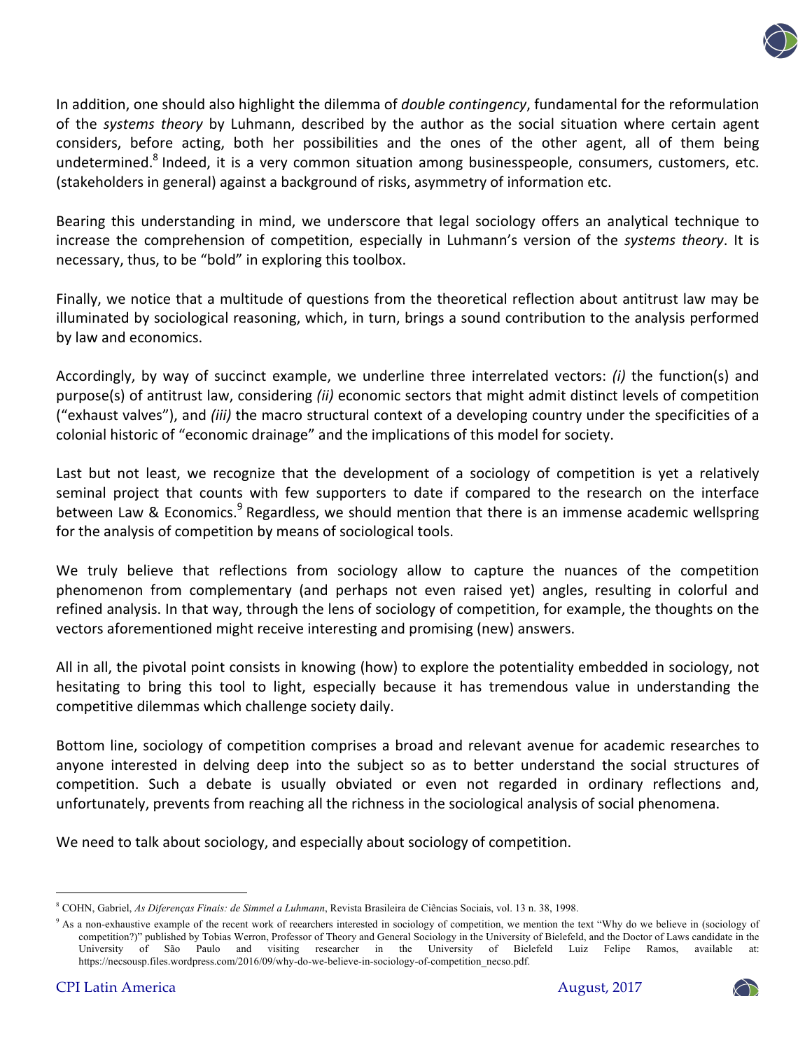In addition, one should also highlight the dilemma of *double contingency*, fundamental for the reformulation of the *systems theory* by Luhmann, described by the author as the social situation where certain agent considers, before acting, both her possibilities and the ones of the other agent, all of them being undetermined.[8] Indeed, it is a very common situation among businesspeople, consumers, customers, etc. (stakeholders in general) against a background of risks, asymmetry of information etc.

Bearing this understanding in mind, we underscore that legal sociology offers an analytical technique to increase the comprehension of competition, especially in Luhmann's version of the *systems theory*. It is necessary, thus, to be "bold" in exploring this toolbox.

Finally, we notice that a multitude of questions from the theoretical reflection about antitrust law may be illuminated by sociological reasoning, which, in turn, brings a sound contribution to the analysis performed by law and economics.

Accordingly, by way of succinct example, we underline three interrelated vectors: *(i)* the function(s) and purpose(s) of antitrust law, considering *(ii)* economic sectors that might admit distinct levels of competition ("exhaust valves"), and *(iii)* the macro structural context of a developing country under the specificities of a colonial historic of "economic drainage" and the implications of this model for society.

Last but not least, we recognize that the development of a sociology of competition is yet a relatively seminal project that counts with few supporters to date if compared to the research on the interface between Law & Economics.[9] Regardless, we should mention that there is an immense academic wellspring for the analysis of competition by means of sociological tools.

We truly believe that reflections from sociology allow to capture the nuances of the competition phenomenon from complementary (and perhaps not even raised yet) angles, resulting in colorful and refined analysis. In that way, through the lens of sociology of competition, for example, the thoughts on the vectors aforementioned might receive interesting and promising (new) answers.

All in all, the pivotal point consists in knowing (how) to explore the potentiality embedded in sociology, not hesitating to bring this tool to light, especially because it has tremendous value in understanding the competitive dilemmas which challenge society daily.

Bottom line, sociology of competition comprises a broad and relevant avenue for academic researches to anyone interested in delving deep into the subject so as to better understand the social structures of competition. Such a debate is usually obviated or even not regarded in ordinary reflections and, unfortunately, prevents from reaching all the richness in the sociological analysis of social phenomena.

We need to talk about sociology, and especially about sociology of competition.

---

[8] COHN, Gabriel, *As Diferenças Finais: de Simmel a Luhmann*, Revista Brasileira de Ciências Sociais, vol. 13 n. 38, 1998.

[9] As a non-exhaustive example of the recent work of reearchers interested in sociology of competition, we mention the text "Why do we believe in (sociology of competition?)" published by Tobias Werron, Professor of Theory and General Sociology in the University of Bielefeld, and the Doctor of Laws candidate in the University of São Paulo and visiting researcher in the University of Bielefeld Luiz Felipe Ramos, available at: https://necsousp.files.wordpress.com/2016/09/why-do-we-believe-in-sociology-of-competition_necso.pdf.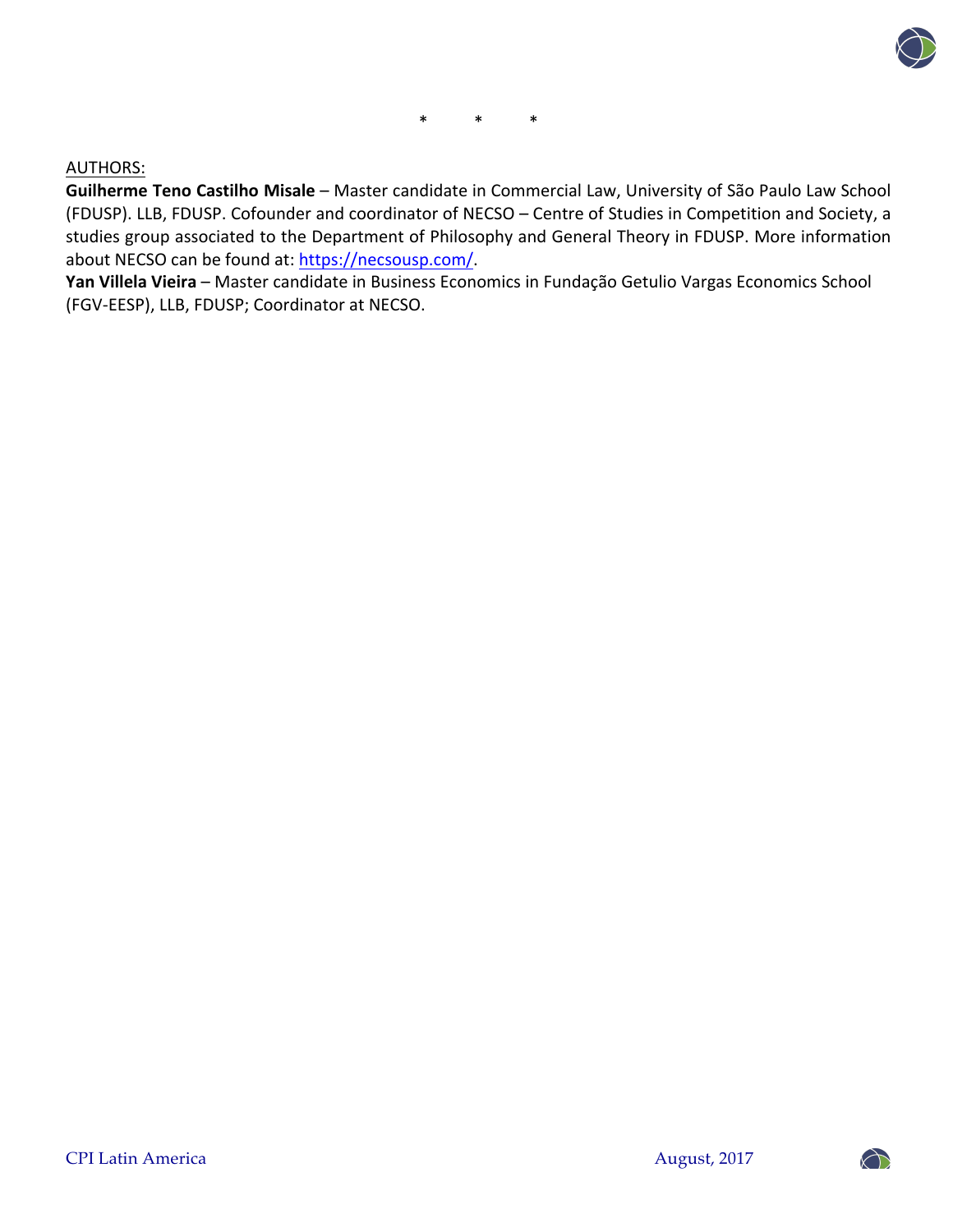\*          \*          \*

AUTHORS:

**Guilherme Teno Castilho Misale** – Master candidate in Commercial Law, University of São Paulo Law School (FDUSP). LLB, FDUSP. Cofounder and coordinator of NECSO – Centre of Studies in Competition and Society, a studies group associated to the Department of Philosophy and General Theory in FDUSP. More information about NECSO can be found at: [https://necsousp.com/](https://necsousp.com/).

**Yan Villela Vieira** – Master candidate in Business Economics in Fundação Getulio Vargas Economics School (FGV-EESP), LLB, FDUSP; Coordinator at NECSO.